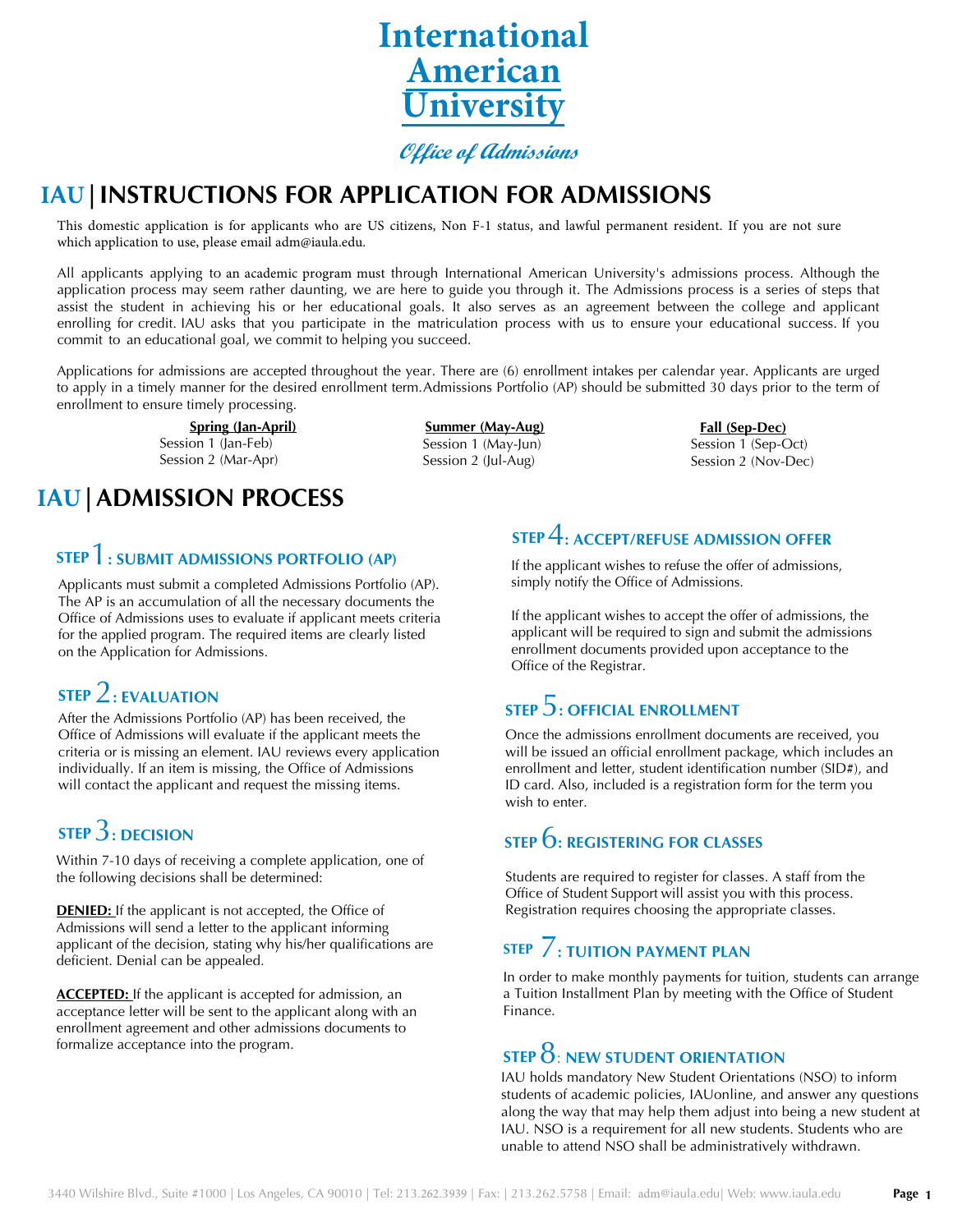# International American University

*Office of Admissions*

## IAU | INSTRUCTIONS FOR APPLICATION FOR ADMISSIONS

This domestic application is for applicants who are US citizens, Non F-1 status, and lawful permanent resident. If you are not sure which application to use, please email adm@iaula.edu.

All applicants applying to an academic program must through International American University's admissions process. Although the application process may seem rather daunting, we are here to guide you through it. The Admissions process is a series of steps that assist the student in achieving his or her educational goals. It also serves as an agreement between the college and applicant enrolling for credit. IAU asks that you participate in the matriculation process with us to ensure your educational success. If you commit to an educational goal, we commit to helping you succeed.

Applications for admissions are accepted throughout the year. There are (6) enrollment intakes per calendar year. Applicants are urged to apply in a timely manner for the desired enrollment term.Admissions Portfolio (AP) should be submitted 30 days prior to the term of enrollment to ensure timely processing.

| **Spring (Jan-April)** | **Summer (May-Aug)** | **Fall (Sep-Dec)** |
|---|---|---|
| Session 1 (Jan-Feb) | Session 1 (May-Jun) | Session 1 (Sep-Oct) |
| Session 2 (Mar-Apr) | Session 2 (Jul-Aug) | Session 2 (Nov-Dec) |

## IAU | ADMISSION PROCESS

### STEP 1: SUBMIT ADMISSIONS PORTFOLIO (AP)

Applicants must submit a completed Admissions Portfolio (AP). The AP is an accumulation of all the necessary documents the Office of Admissions uses to evaluate if applicant meets criteria for the applied program. The required items are clearly listed on the Application for Admissions.

### STEP 2: EVALUATION

After the Admissions Portfolio (AP) has been received, the Office of Admissions will evaluate if the applicant meets the criteria or is missing an element. IAU reviews every application individually. If an item is missing, the Office of Admissions will contact the applicant and request the missing items.

### STEP 3: DECISION

Within 7-10 days of receiving a complete application, one of the following decisions shall be determined:

**DENIED:** If the applicant is not accepted, the Office of Admissions will send a letter to the applicant informing applicant of the decision, stating why his/her qualifications are deficient. Denial can be appealed.

**ACCEPTED:** If the applicant is accepted for admission, an acceptance letter will be sent to the applicant along with an enrollment agreement and other admissions documents to formalize acceptance into the program.

### STEP 4: ACCEPT/REFUSE ADMISSION OFFER

If the applicant wishes to refuse the offer of admissions, simply notify the Office of Admissions.

If the applicant wishes to accept the offer of admissions, the applicant will be required to sign and submit the admissions enrollment documents provided upon acceptance to the Office of the Registrar.

### STEP 5: OFFICIAL ENROLLMENT

Once the admissions enrollment documents are received, you will be issued an official enrollment package, which includes an enrollment and letter, student identification number (SID#), and ID card. Also, included is a registration form for the term you wish to enter.

### STEP 6: REGISTERING FOR CLASSES

Students are required to register for classes. A staff from the Office of Student Support will assist you with this process. Registration requires choosing the appropriate classes.

### STEP 7: TUITION PAYMENT PLAN

In order to make monthly payments for tuition, students can arrange a Tuition Installment Plan by meeting with the Office of Student Finance.

### STEP 8: NEW STUDENT ORIENTATION

IAU holds mandatory New Student Orientations (NSO) to inform students of academic policies, IAUonline, and answer any questions along the way that may help them adjust into being a new student at IAU. NSO is a requirement for all new students. Students who are unable to attend NSO shall be administratively withdrawn.

3440 Wilshire Blvd., Suite #1000 | Los Angeles, CA 90010 | Tel: 213.262.3939 | Fax: | 213.262.5758 | Email: adm@iaula.edu| Web: www.iaula.edu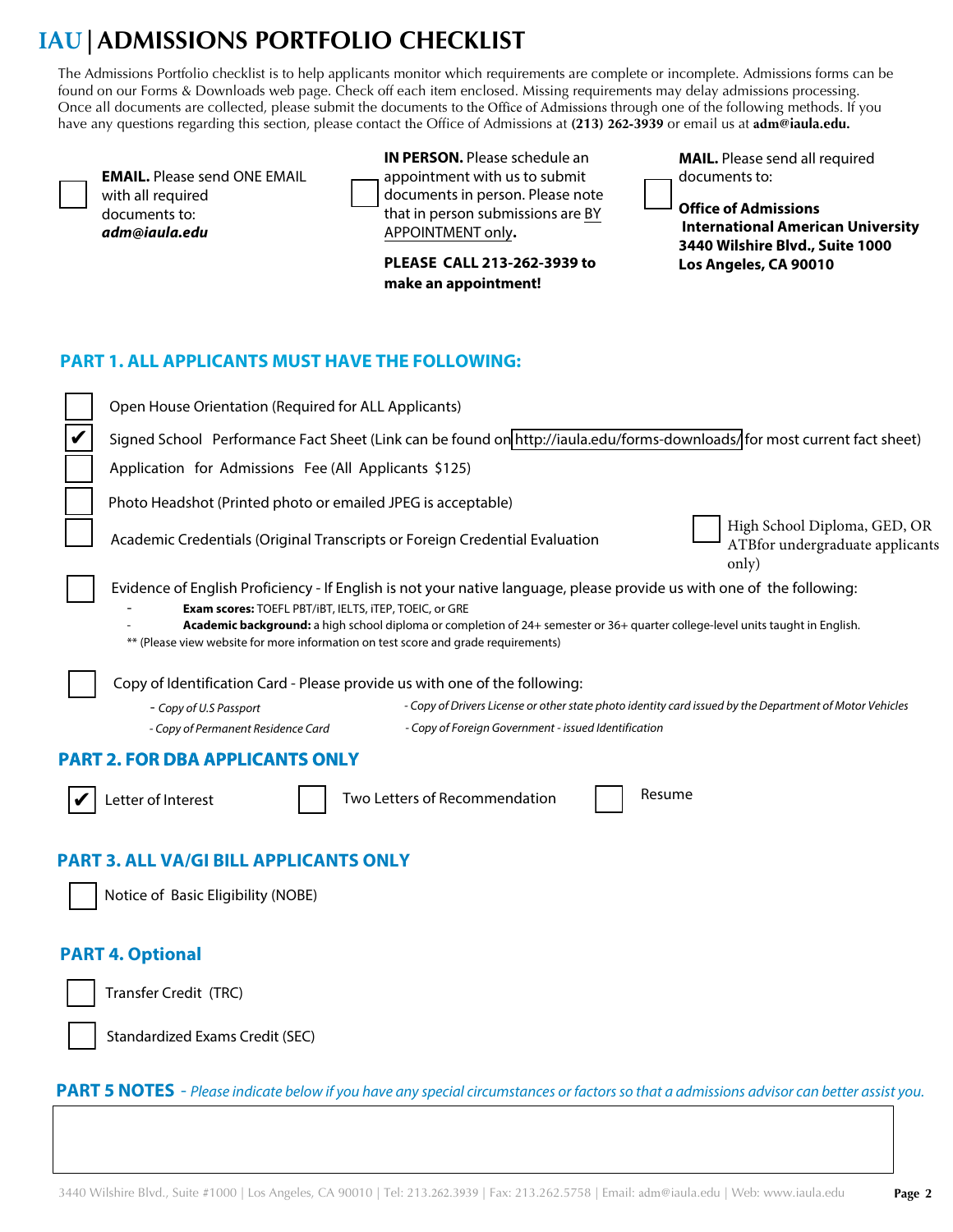# IAU | ADMISSIONS PORTFOLIO CHECKLIST

The Admissions Portfolio checklist is to help applicants monitor which requirements are complete or incomplete. Admissions forms can be found on our Forms & Downloads web page. Check off each item enclosed. Missing requirements may delay admissions processing. Once all documents are collected, please submit the documents to the Office of Admissions through one of the following methods. If you have any questions regarding this section, please contact the Office of Admissions at **(213) 262-3939** or email us at **adm@iaula.edu.**

☐ **EMAIL.** Please send ONE EMAIL with all required documents to: ***adm@iaula.edu***

☐ **IN PERSON.** Please schedule an appointment with us to submit documents in person. Please note that in person submissions are BY APPOINTMENT only**.**

**PLEASE CALL 213-262-3939 to make an appointment!**

☐ **MAIL.** Please send all required documents to:

**Office of Admissions**
**International American University**
**3440 Wilshire Blvd., Suite 1000**
**Los Angeles, CA 90010**

## PART 1. ALL APPLICANTS MUST HAVE THE FOLLOWING:

- ☐ Open House Orientation (Required for ALL Applicants)
- ☑ Signed School Performance Fact Sheet (Link can be found on http://iaula.edu/forms-downloads/ for most current fact sheet)
- ☐ Application for Admissions Fee (All Applicants $125)
- ☐ Photo Headshot (Printed photo or emailed JPEG is acceptable)
- ☐ Academic Credentials (Original Transcripts or Foreign Credential Evaluation
  - ☐ High School Diploma, GED, OR ATBfor undergraduate applicants only)
- ☐ Evidence of English Proficiency - If English is not your native language, please provide us with one of the following:
  - **Exam scores:** TOEFL PBT/iBT, IELTS, iTEP, TOEIC, or GRE
  - **Academic background:** a high school diploma or completion of 24+ semester or 36+ quarter college-level units taught in English.
  - ** (Please view website for more information on test score and grade requirements)
- ☐ Copy of Identification Card - Please provide us with one of the following:
  - *Copy of U.S Passport*
  - *Copy of Drivers License or other state photo identity card issued by the Department of Motor Vehicles*
  - *Copy of Permanent Residence Card*
  - *Copy of Foreign Government - issued Identification*

## PART 2. FOR DBA APPLICANTS ONLY

- ☑ Letter of Interest
- ☐ Two Letters of Recommendation
- ☐ Resume

## PART 3. ALL VA/GI BILL APPLICANTS ONLY

- ☐ Notice of Basic Eligibility (NOBE)

## PART 4. Optional

- ☐ Transfer Credit (TRC)
- ☐ Standardized Exams Credit (SEC)

## PART 5 NOTES

*- Please indicate below if you have any special circumstances or factors so that a admissions advisor can better assist you.*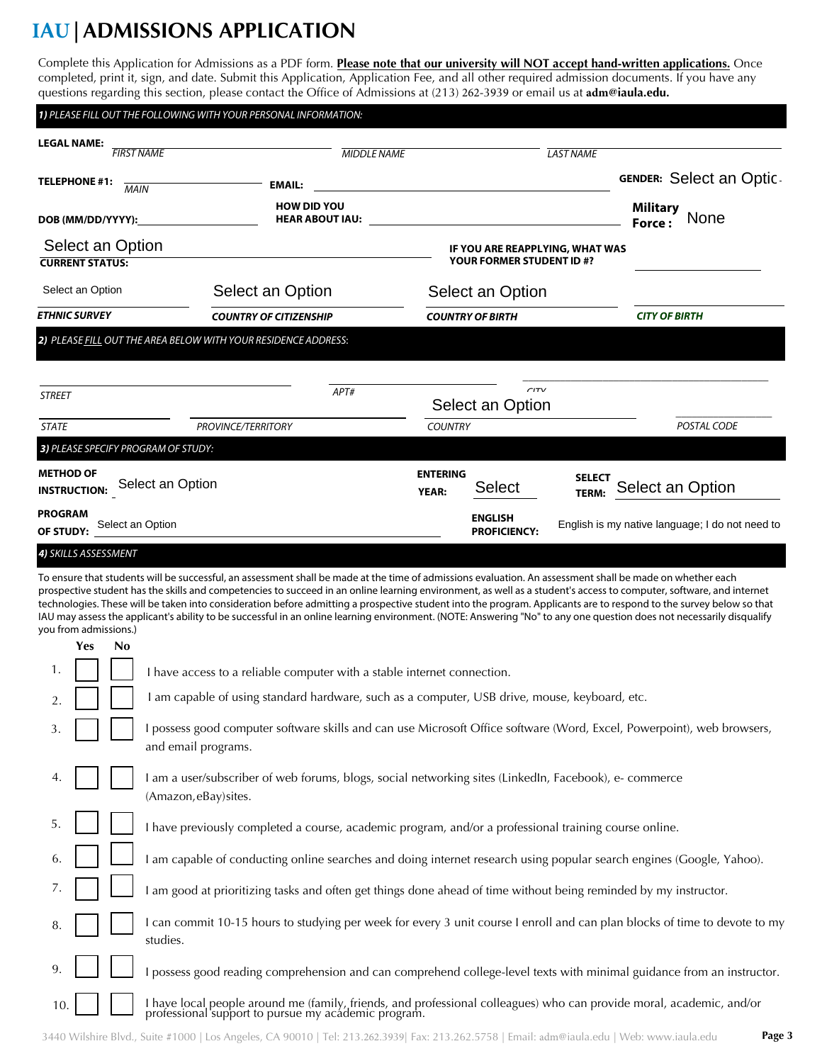# IAU | ADMISSIONS APPLICATION

Complete this Application for Admissions as a PDF form. **Please note that our university will NOT accept hand-written applications.** Once completed, print it, sign, and date. Submit this Application, Application Fee, and all other required admission documents. If you have any questions regarding this section, please contact the Office of Admissions at (213) 262-3939 or email us at **adm@iaula.edu.**

### *1) PLEASE FILL OUT THE FOLLOWING WITH YOUR PERSONAL INFORMATION:*

**LEGAL NAME:** ____________ *FIRST NAME* ____________ *MIDDLE NAME* ____________ *LAST NAME*

**TELEPHONE #1:** ____________ *MAIN* **EMAIL:** ____________ **GENDER:** Select an Option

**DOB (MM/DD/YYYY):** ____________ **HOW DID YOU HEAR ABOUT IAU:** ____________ **Military Force :** None

Select an Option
**CURRENT STATUS:**

**IF YOU ARE REAPPLYING, WHAT WAS YOUR FORMER STUDENT ID #?** ____________

| Select an Option | Select an Option | Select an Option | |
|---|---|---|---|
| *ETHNIC SURVEY* | *COUNTRY OF CITIZENSHIP* | *COUNTRY OF BIRTH* | *CITY OF BIRTH* |

### *2) PLEASE FILL OUT THE AREA BELOW WITH YOUR RESIDENCE ADDRESS:*

| | | |
|---|---|---|
| *STREET* | *APT#* | *CITY* |

| | | Select an Option | |
|---|---|---|---|
| *STATE* | *PROVINCE/TERRITORY* | *COUNTRY* | *POSTAL CODE* |

### *3) PLEASE SPECIFY PROGRAM OF STUDY:*

**METHOD OF INSTRUCTION:** Select an Option **ENTERING YEAR:** Select **SELECT TERM:** Select an Option

**PROGRAM OF STUDY:** Select an Option **ENGLISH PROFICIENCY:** English is my native language; I do not need to

### *4) SKILLS ASSESSMENT*

To ensure that students will be successful, an assessment shall be made at the time of admissions evaluation. An assessment shall be made on whether each prospective student has the skills and competencies to succeed in an online learning environment, as well as a student's access to computer, software, and internet technologies. These will be taken into consideration before admitting a prospective student into the program. Applicants are to respond to the survey below so that IAU may assess the applicant's ability to be successful in an online learning environment. (NOTE: Answering "No" to any one question does not necessarily disqualify you from admissions.)

| | Yes | No | |
|---|---|---|---|
| 1. | ☐ | ☐ | I have access to a reliable computer with a stable internet connection. |
| 2. | ☐ | ☐ | I am capable of using standard hardware, such as a computer, USB drive, mouse, keyboard, etc. |
| 3. | ☐ | ☐ | I possess good computer software skills and can use Microsoft Office software (Word, Excel, Powerpoint), web browsers, and email programs. |
| 4. | ☐ | ☐ | I am a user/subscriber of web forums, blogs, social networking sites (LinkedIn, Facebook), e- commerce (Amazon,eBay)sites. |
| 5. | ☐ | ☐ | I have previously completed a course, academic program, and/or a professional training course online. |
| 6. | ☐ | ☐ | I am capable of conducting online searches and doing internet research using popular search engines (Google, Yahoo). |
| 7. | ☐ | ☐ | I am good at prioritizing tasks and often get things done ahead of time without being reminded by my instructor. |
| 8. | ☐ | ☐ | I can commit 10-15 hours to studying per week for every 3 unit course I enroll and can plan blocks of time to devote to my studies. |
| 9. | ☐ | ☐ | I possess good reading comprehension and can comprehend college-level texts with minimal guidance from an instructor. |
| 10. | ☐ | ☐ | I have local people around me (family, friends, and professional colleagues) who can provide moral, academic, and/or professional support to pursue my academic program. |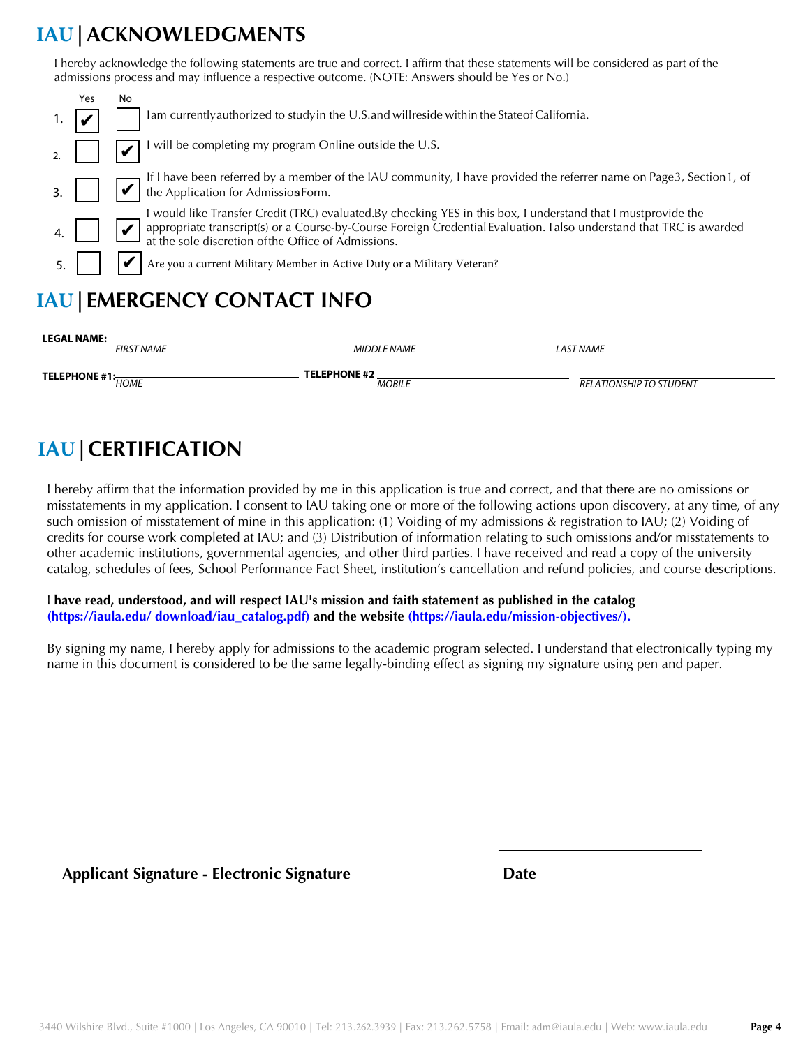# IAU | ACKNOWLEDGMENTS

I hereby acknowledge the following statements are true and correct. I affirm that these statements will be considered as part of the admissions process and may influence a respective outcome. (NOTE: Answers should be Yes or No.)

| | Yes | No | |
|---|---|---|---|
| 1. | ✔ | | I am currently authorized to study in the U.S. and will reside within the State of California. |
| 2. | | ✔ | I will be completing my program Online outside the U.S. |
| 3. | | ✔ | If I have been referred by a member of the IAU community, I have provided the referrer name on Page 3, Section 1, of the Application for Admission Form. |
| 4. | | ✔ | I would like Transfer Credit (TRC) evaluated. By checking YES in this box, I understand that I must provide the appropriate transcript(s) or a Course-by-Course Foreign Credential Evaluation. I also understand that TRC is awarded at the sole discretion of the Office of Admissions. |
| 5. | | ✔ | Are you a current Military Member in Active Duty or a Military Veteran? |

# IAU | EMERGENCY CONTACT INFO

**LEGAL NAME:** ______________________ ______________________ ______________________
*FIRST NAME* *MIDDLE NAME* *LAST NAME*

**TELEPHONE #1:** ______________________ **TELEPHONE #2** ______________________ ______________________
*HOME* *MOBILE* *RELATIONSHIP TO STUDENT*

# IAU | CERTIFICATION

I hereby affirm that the information provided by me in this application is true and correct, and that there are no omissions or misstatements in my application. I consent to IAU taking one or more of the following actions upon discovery, at any time, of any such omission of misstatement of mine in this application: (1) Voiding of my admissions & registration to IAU; (2) Voiding of credits for course work completed at IAU; and (3) Distribution of information relating to such omissions and/or misstatements to other academic institutions, governmental agencies, and other third parties. I have received and read a copy of the university catalog, schedules of fees, School Performance Fact Sheet, institution's cancellation and refund policies, and course descriptions.

I **have read, understood, and will respect IAU's mission and faith statement as published in the catalog (https://iaula.edu/ download/iau_catalog.pdf) and the website (https://iaula.edu/mission-objectives/).**

By signing my name, I hereby apply for admissions to the academic program selected. I understand that electronically typing my name in this document is considered to be the same legally-binding effect as signing my signature using pen and paper.

______________________________ ______________________

**Applicant Signature - Electronic Signature** **Date**